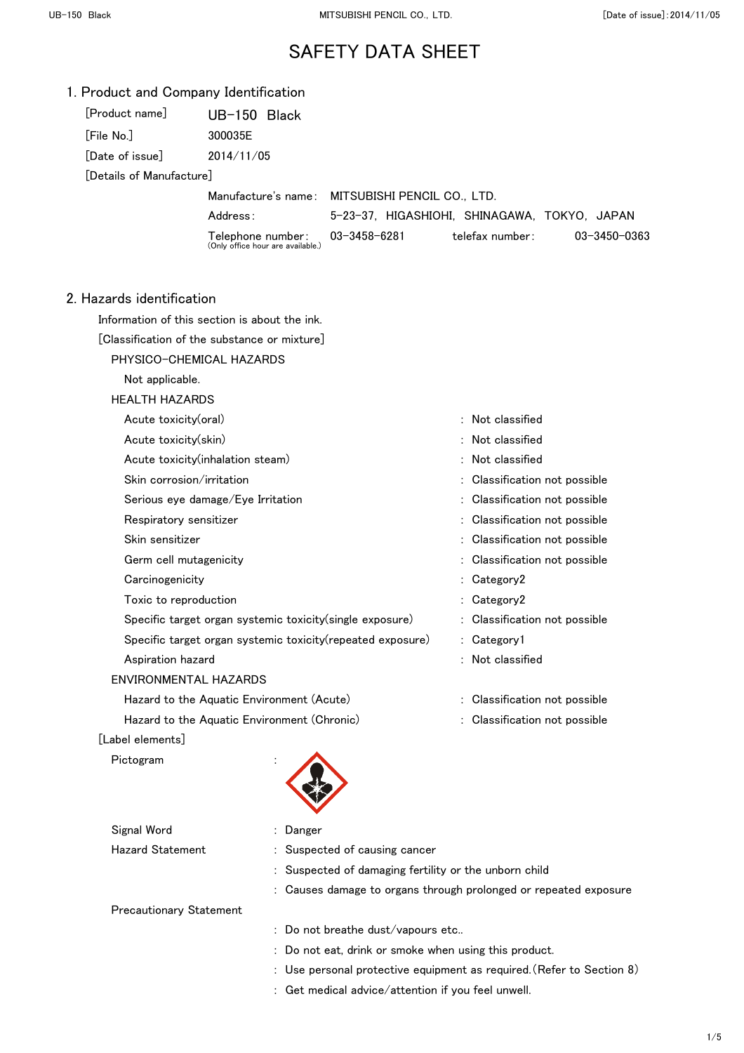# SAFETY DATA SHEET

## 1. Product and Company Identification

[Product name] UB-150 Black

[File No.] 300035E

[Date of issue] 2014/11/05

[Details of Manufacture]

Manufacture's name : MITSUBISHI PENCIL CO., LTD.

Address : 5-23-37, HIGASHIOHI, SHINAGAWA, TOKYO, JAPAN

Telephone number : 03-3458-6281 telefax number : 03-3450-0363
(Only office hour are available.)

## 2. Hazards identification

Information of this section is about the ink.

[Classification of the substance or mixture]

PHYSICO-CHEMICAL HAZARDS

Not applicable.

HEALTH HAZARDS

| | | |
|---|---|---|
| Acute toxicity(oral) | : | Not classified |
| Acute toxicity(skin) | : | Not classified |
| Acute toxicity(inhalation steam) | : | Not classified |
| Skin corrosion/irritation | : | Classification not possible |
| Serious eye damage/Eye Irritation | : | Classification not possible |
| Respiratory sensitizer | : | Classification not possible |
| Skin sensitizer | : | Classification not possible |
| Germ cell mutagenicity | : | Classification not possible |
| Carcinogenicity | : | Category2 |
| Toxic to reproduction | : | Category2 |
| Specific target organ systemic toxicity(single exposure) | : | Classification not possible |
| Specific target organ systemic toxicity(repeated exposure) | : | Category1 |
| Aspiration hazard | : | Not classified |

ENVIRONMENTAL HAZARDS

| | | |
|---|---|---|
| Hazard to the Aquatic Environment (Acute) | : | Classification not possible |
| Hazard to the Aquatic Environment (Chronic) | : | Classification not possible |

[Label elements]

Pictogram :

Signal Word : Danger

Hazard Statement : Suspected of causing cancer

: Suspected of damaging fertility or the unborn child

: Causes damage to organs through prolonged or repeated exposure

Precautionary Statement

: Do not breathe dust/vapours etc..

: Do not eat, drink or smoke when using this product.

: Use personal protective equipment as required.(Refer to Section 8)

: Get medical advice/attention if you feel unwell.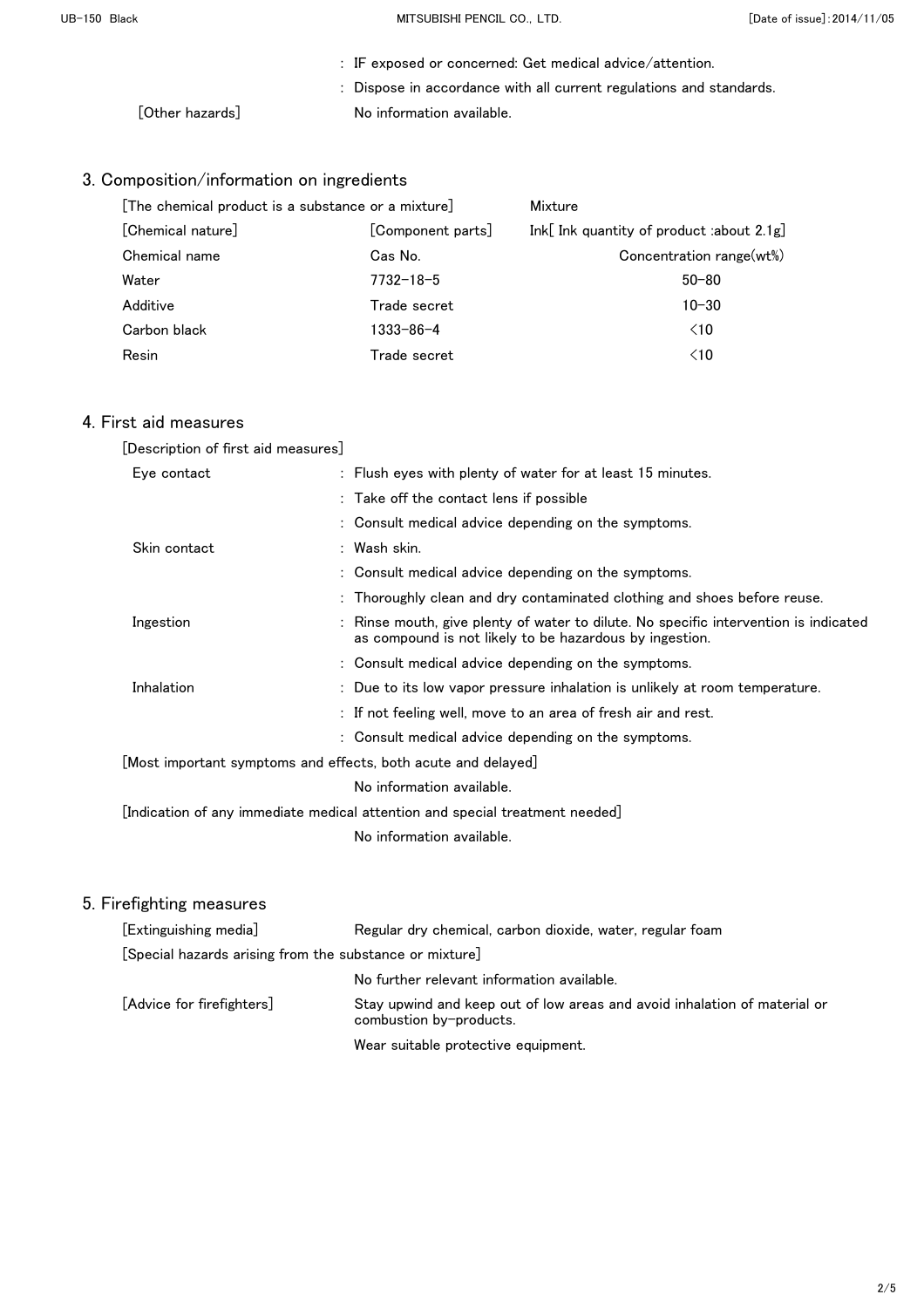: IF exposed or concerned: Get medical advice/attention.

: Dispose in accordance with all current regulations and standards.

[Other hazards] No information available.

## 3. Composition/information on ingredients

[The chemical product is a substance or a mixture] Mixture

[Chemical nature] [Component parts] Ink[ Ink quantity of product :about 2.1g]

| Chemical name | Cas No. | Concentration range(wt%) |
|---|---|---|
| Water | 7732-18-5 | 50-80 |
| Additive | Trade secret | 10-30 |
| Carbon black | 1333-86-4 | <10 |
| Resin | Trade secret | <10 |

## 4. First aid measures

[Description of first aid measures]

Eye contact
: Flush eyes with plenty of water for at least 15 minutes.
: Take off the contact lens if possible
: Consult medical advice depending on the symptoms.

Skin contact
: Wash skin.
: Consult medical advice depending on the symptoms.
: Thoroughly clean and dry contaminated clothing and shoes before reuse.

Ingestion
: Rinse mouth, give plenty of water to dilute. No specific intervention is indicated as compound is not likely to be hazardous by ingestion.
: Consult medical advice depending on the symptoms.

Inhalation
: Due to its low vapor pressure inhalation is unlikely at room temperature.
: If not feeling well, move to an area of fresh air and rest.
: Consult medical advice depending on the symptoms.

[Most important symptoms and effects, both acute and delayed]

No information available.

[Indication of any immediate medical attention and special treatment needed]

No information available.

## 5. Firefighting measures

[Extinguishing media] Regular dry chemical, carbon dioxide, water, regular foam

[Special hazards arising from the substance or mixture]

No further relevant information available.

[Advice for firefighters] Stay upwind and keep out of low areas and avoid inhalation of material or combustion by-products.

Wear suitable protective equipment.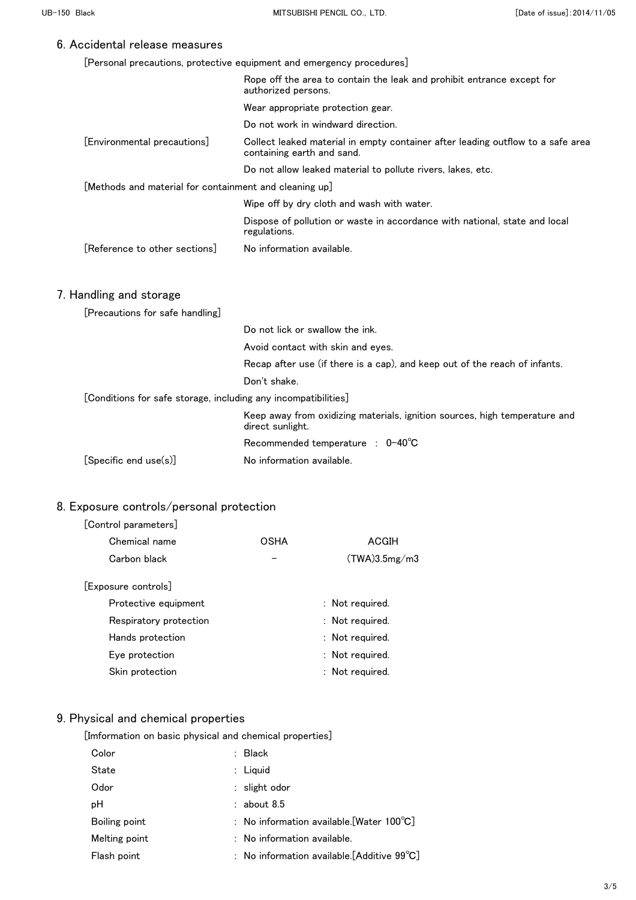## 6. Accidental release measures

[Personal precautions, protective equipment and emergency procedures]

Rope off the area to contain the leak and prohibit entrance except for authorized persons.

Wear appropriate protection gear.

Do not work in windward direction.

[Environmental precautions]

Collect leaked material in empty container after leading outflow to a safe area containing earth and sand.

Do not allow leaked material to pollute rivers, lakes, etc.

[Methods and material for containment and cleaning up]

Wipe off by dry cloth and wash with water.

Dispose of pollution or waste in accordance with national, state and local regulations.

[Reference to other sections] No information available.

## 7. Handling and storage

[Precautions for safe handling]

Do not lick or swallow the ink.

Avoid contact with skin and eyes.

Recap after use (if there is a cap), and keep out of the reach of infants.

Don't shake.

[Conditions for safe storage, including any incompatibilities]

Keep away from oxidizing materials, ignition sources, high temperature and direct sunlight.

Recommended temperature : 0-40℃

[Specific end use(s)] No information available.

## 8. Exposure controls/personal protection

[Control parameters]

| Chemical name | OSHA | ACGIH |
|---|---|---|
| Carbon black | – | (TWA)3.5mg/m3 |

[Exposure controls]

- Protective equipment : Not required.
- Respiratory protection : Not required.
- Hands protection : Not required.
- Eye protection : Not required.
- Skin protection : Not required.

## 9. Physical and chemical properties

[Imformation on basic physical and chemical properties]

- Color : Black
- State : Liquid
- Odor : slight odor
- pH : about 8.5
- Boiling point : No information available.[Water 100℃]
- Melting point : No information available.
- Flash point : No information available.[Additive 99℃]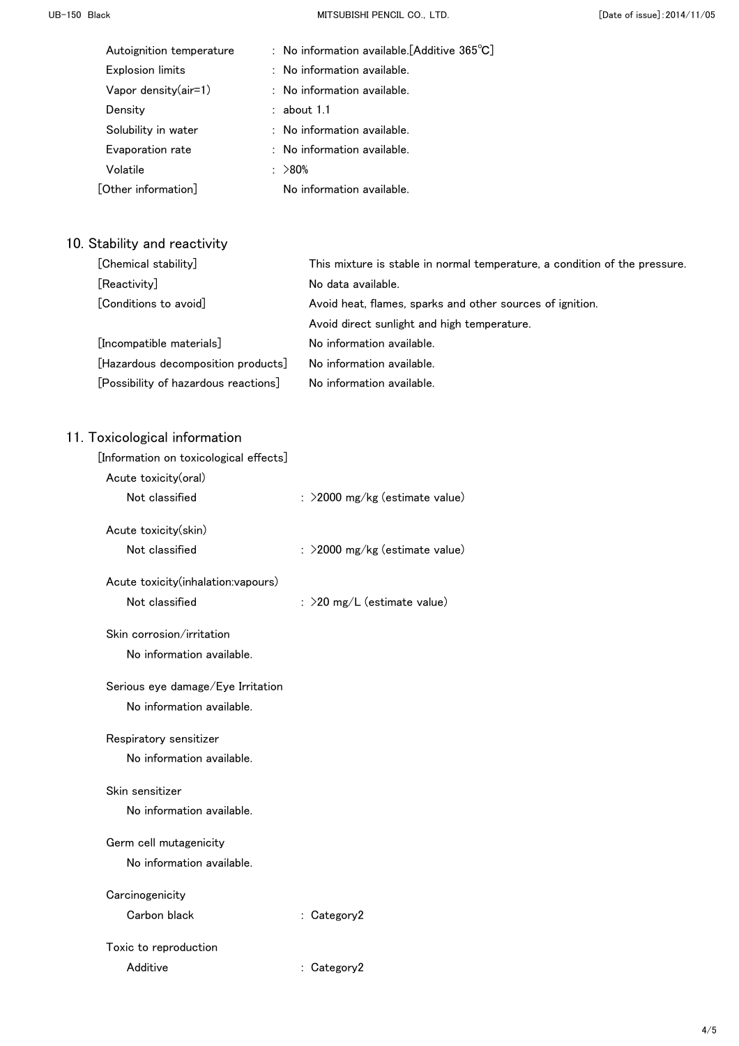| | |
|---|---|
| Autoignition temperature | : No information available.[Additive 365℃] |
| Explosion limits | : No information available. |
| Vapor density(air=1) | : No information available. |
| Density | : about 1.1 |
| Solubility in water | : No information available. |
| Evaporation rate | : No information available. |
| Volatile | : >80% |
| [Other information] | No information available. |

## 10. Stability and reactivity

| | |
|---|---|
| [Chemical stability] | This mixture is stable in normal temperature, a condition of the pressure. |
| [Reactivity] | No data available. |
| [Conditions to avoid] | Avoid heat, flames, sparks and other sources of ignition.<br>Avoid direct sunlight and high temperature. |
| [Incompatible materials] | No information available. |
| [Hazardous decomposition products] | No information available. |
| [Possibility of hazardous reactions] | No information available. |

## 11. Toxicological information

[Information on toxicological effects]

Acute toxicity(oral)

Not classified : >2000 mg/kg (estimate value)

Acute toxicity(skin)

Not classified : >2000 mg/kg (estimate value)

Acute toxicity(inhalation:vapours)

Not classified : >20 mg/L (estimate value)

Skin corrosion/irritation

No information available.

Serious eye damage/Eye Irritation

No information available.

Respiratory sensitizer

No information available.

Skin sensitizer

No information available.

Germ cell mutagenicity

No information available.

Carcinogenicity

Carbon black : Category2

Toxic to reproduction

Additive : Category2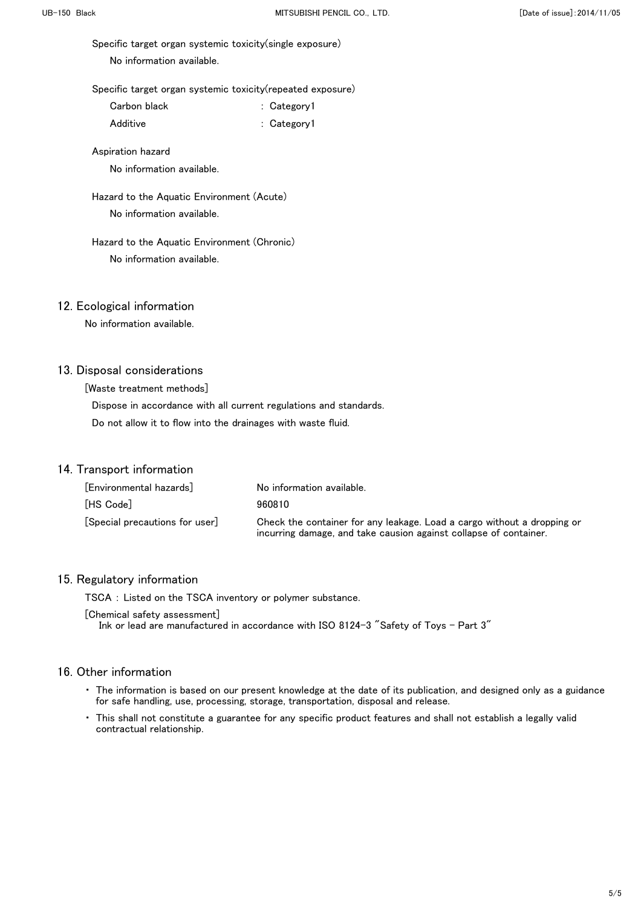Specific target organ systemic toxicity(single exposure)

No information available.

Specific target organ systemic toxicity(repeated exposure)

| | |
|---|---|
| Carbon black | : Category1 |
| Additive | : Category1 |

Aspiration hazard

No information available.

Hazard to the Aquatic Environment (Acute)

No information available.

Hazard to the Aquatic Environment (Chronic)

No information available.

## 12. Ecological information

No information available.

## 13. Disposal considerations

[Waste treatment methods]

Dispose in accordance with all current regulations and standards.

Do not allow it to flow into the drainages with waste fluid.

## 14. Transport information

| | |
|---|---|
| [Environmental hazards] | No information available. |
| [HS Code] | 960810 |
| [Special precautions for user] | Check the container for any leakage. Load a cargo without a dropping or incurring damage, and take causion against collapse of container. |

## 15. Regulatory information

TSCA : Listed on the TSCA inventory or polymer substance.

[Chemical safety assessment]

Ink or lead are manufactured in accordance with ISO 8124-3 "Safety of Toys - Part 3"

## 16. Other information

- The information is based on our present knowledge at the date of its publication, and designed only as a guidance for safe handling, use, processing, storage, transportation, disposal and release.
- This shall not constitute a guarantee for any specific product features and shall not establish a legally valid contractual relationship.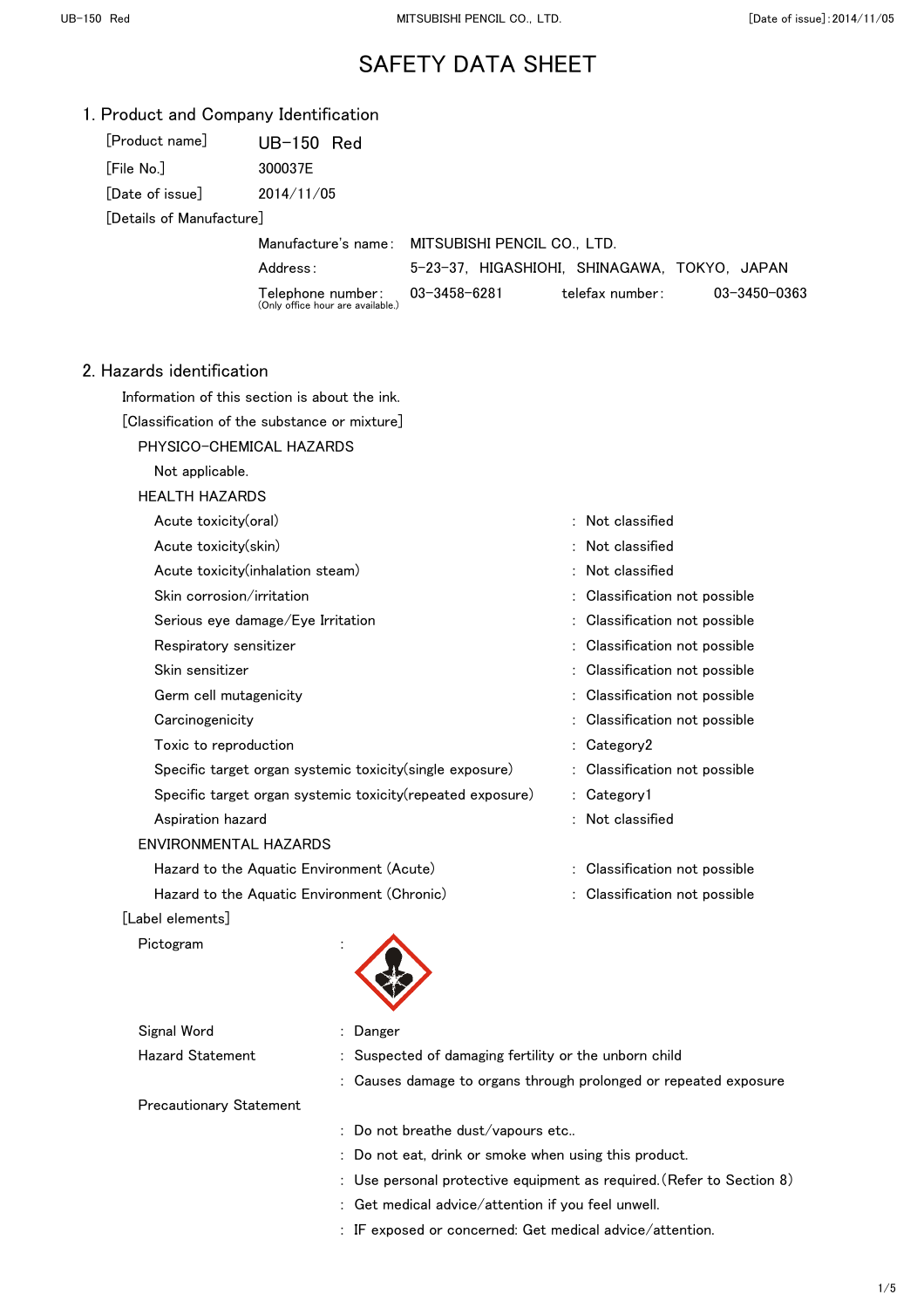# SAFETY DATA SHEET

## 1. Product and Company Identification

[Product name] UB-150 Red

[File No.] 300037E

[Date of issue] 2014/11/05

[Details of Manufacture]

Manufacture's name: MITSUBISHI PENCIL CO., LTD.

Address: 5-23-37, HIGASHIOHI, SHINAGAWA, TOKYO, JAPAN

Telephone number: 03-3458-6281 telefax number: 03-3450-0363
(Only office hour are available.)

## 2. Hazards identification

Information of this section is about the ink.

[Classification of the substance or mixture]

PHYSICO-CHEMICAL HAZARDS

Not applicable.

HEALTH HAZARDS

| | |
|---|---|
| Acute toxicity(oral) | : Not classified |
| Acute toxicity(skin) | : Not classified |
| Acute toxicity(inhalation steam) | : Not classified |
| Skin corrosion/irritation | : Classification not possible |
| Serious eye damage/Eye Irritation | : Classification not possible |
| Respiratory sensitizer | : Classification not possible |
| Skin sensitizer | : Classification not possible |
| Germ cell mutagenicity | : Classification not possible |
| Carcinogenicity | : Classification not possible |
| Toxic to reproduction | : Category2 |
| Specific target organ systemic toxicity(single exposure) | : Classification not possible |
| Specific target organ systemic toxicity(repeated exposure) | : Category1 |
| Aspiration hazard | : Not classified |

ENVIRONMENTAL HAZARDS

| | |
|---|---|
| Hazard to the Aquatic Environment (Acute) | : Classification not possible |
| Hazard to the Aquatic Environment (Chronic) | : Classification not possible |

[Label elements]

Pictogram :

Signal Word : Danger

Hazard Statement : Suspected of damaging fertility or the unborn child

: Causes damage to organs through prolonged or repeated exposure

Precautionary Statement

: Do not breathe dust/vapours etc..

: Do not eat, drink or smoke when using this product.

: Use personal protective equipment as required.(Refer to Section 8)

: Get medical advice/attention if you feel unwell.

: IF exposed or concerned: Get medical advice/attention.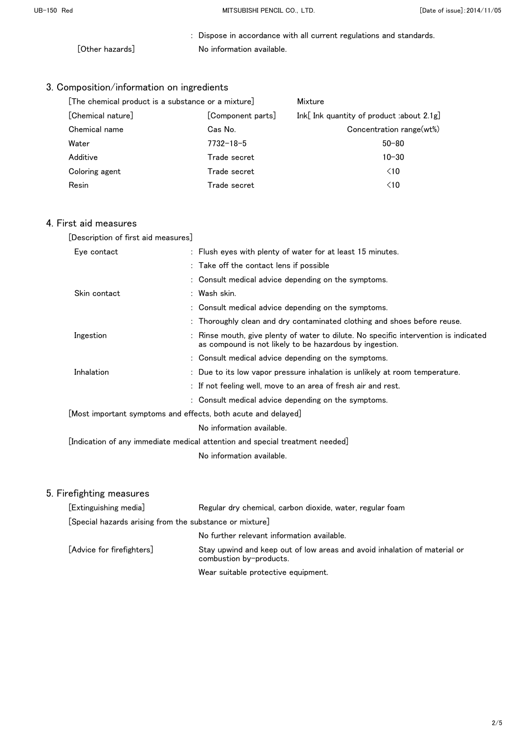: Dispose in accordance with all current regulations and standards.

[Other hazards] No information available.

## 3. Composition/information on ingredients

| [The chemical product is a substance or a mixture] | | Mixture |
|---|---|---|
| [Chemical nature] | [Component parts] | Ink[ Ink quantity of product :about 2.1g] |
| Chemical name | Cas No. | Concentration range(wt%) |
| Water | 7732-18-5 | 50-80 |
| Additive | Trade secret | 10-30 |
| Coloring agent | Trade secret | <10 |
| Resin | Trade secret | <10 |

## 4. First aid measures

[Description of first aid measures]

Eye contact
: Flush eyes with plenty of water for at least 15 minutes.
: Take off the contact lens if possible
: Consult medical advice depending on the symptoms.

Skin contact
: Wash skin.
: Consult medical advice depending on the symptoms.
: Thoroughly clean and dry contaminated clothing and shoes before reuse.

Ingestion
: Rinse mouth, give plenty of water to dilute. No specific intervention is indicated as compound is not likely to be hazardous by ingestion.
: Consult medical advice depending on the symptoms.

Inhalation
: Due to its low vapor pressure inhalation is unlikely at room temperature.
: If not feeling well, move to an area of fresh air and rest.
: Consult medical advice depending on the symptoms.

[Most important symptoms and effects, both acute and delayed]

No information available.

[Indication of any immediate medical attention and special treatment needed]

No information available.

## 5. Firefighting measures

[Extinguishing media] Regular dry chemical, carbon dioxide, water, regular foam

[Special hazards arising from the substance or mixture]

No further relevant information available.

[Advice for firefighters] Stay upwind and keep out of low areas and avoid inhalation of material or combustion by-products.

Wear suitable protective equipment.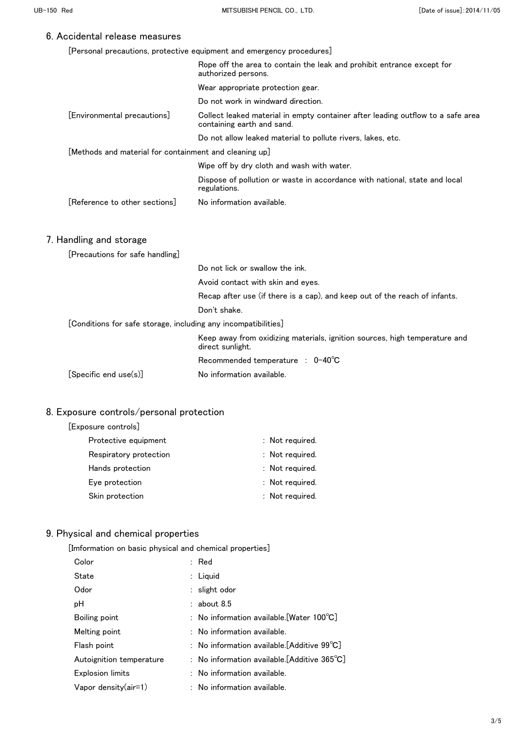## 6. Accidental release measures

[Personal precautions, protective equipment and emergency procedures]

Rope off the area to contain the leak and prohibit entrance except for authorized persons.

Wear appropriate protection gear.

Do not work in windward direction.

[Environmental precautions]

Collect leaked material in empty container after leading outflow to a safe area containing earth and sand.

Do not allow leaked material to pollute rivers, lakes, etc.

[Methods and material for containment and cleaning up]

Wipe off by dry cloth and wash with water.

Dispose of pollution or waste in accordance with national, state and local regulations.

[Reference to other sections] No information available.

## 7. Handling and storage

[Precautions for safe handling]

Do not lick or swallow the ink.

Avoid contact with skin and eyes.

Recap after use (if there is a cap), and keep out of the reach of infants.

Don't shake.

[Conditions for safe storage, including any incompatibilities]

Keep away from oxidizing materials, ignition sources, high temperature and direct sunlight.

Recommended temperature : 0-40℃

[Specific end use(s)] No information available.

## 8. Exposure controls/personal protection

[Exposure controls]

| | |
|---|---|
| Protective equipment | : Not required. |
| Respiratory protection | : Not required. |
| Hands protection | : Not required. |
| Eye protection | : Not required. |
| Skin protection | : Not required. |

## 9. Physical and chemical properties

[Imformation on basic physical and chemical properties]

| | |
|---|---|
| Color | : Red |
| State | : Liquid |
| Odor | : slight odor |
| pH | : about 8.5 |
| Boiling point | : No information available.[Water 100℃] |
| Melting point | : No information available. |
| Flash point | : No information available.[Additive 99℃] |
| Autoignition temperature | : No information available.[Additive 365℃] |
| Explosion limits | : No information available. |
| Vapor density(air=1) | : No information available. |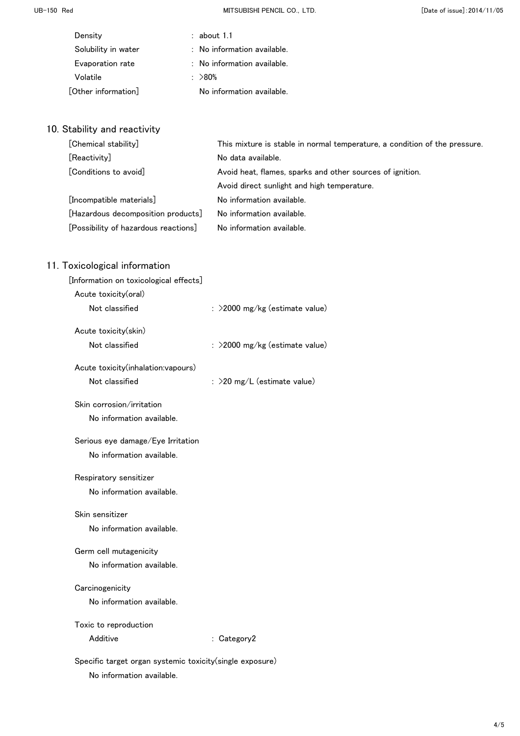| | |
|---|---|
| Density | : about 1.1 |
| Solubility in water | : No information available. |
| Evaporation rate | : No information available. |
| Volatile | : >80% |

[Other information] No information available.

## 10. Stability and reactivity

| | |
|---|---|
| [Chemical stability] | This mixture is stable in normal temperature, a condition of the pressure. |
| [Reactivity] | No data available. |
| [Conditions to avoid] | Avoid heat, flames, sparks and other sources of ignition. Avoid direct sunlight and high temperature. |
| [Incompatible materials] | No information available. |
| [Hazardous decomposition products] | No information available. |
| [Possibility of hazardous reactions] | No information available. |

## 11. Toxicological information

[Information on toxicological effects]

Acute toxicity(oral)

Not classified : >2000 mg/kg (estimate value)

Acute toxicity(skin)

Not classified : >2000 mg/kg (estimate value)

Acute toxicity(inhalation:vapours)

Not classified : >20 mg/L (estimate value)

Skin corrosion/irritation

No information available.

Serious eye damage/Eye Irritation

No information available.

Respiratory sensitizer

No information available.

Skin sensitizer

No information available.

Germ cell mutagenicity

No information available.

Carcinogenicity

No information available.

Toxic to reproduction

Additive : Category2

Specific target organ systemic toxicity(single exposure)

No information available.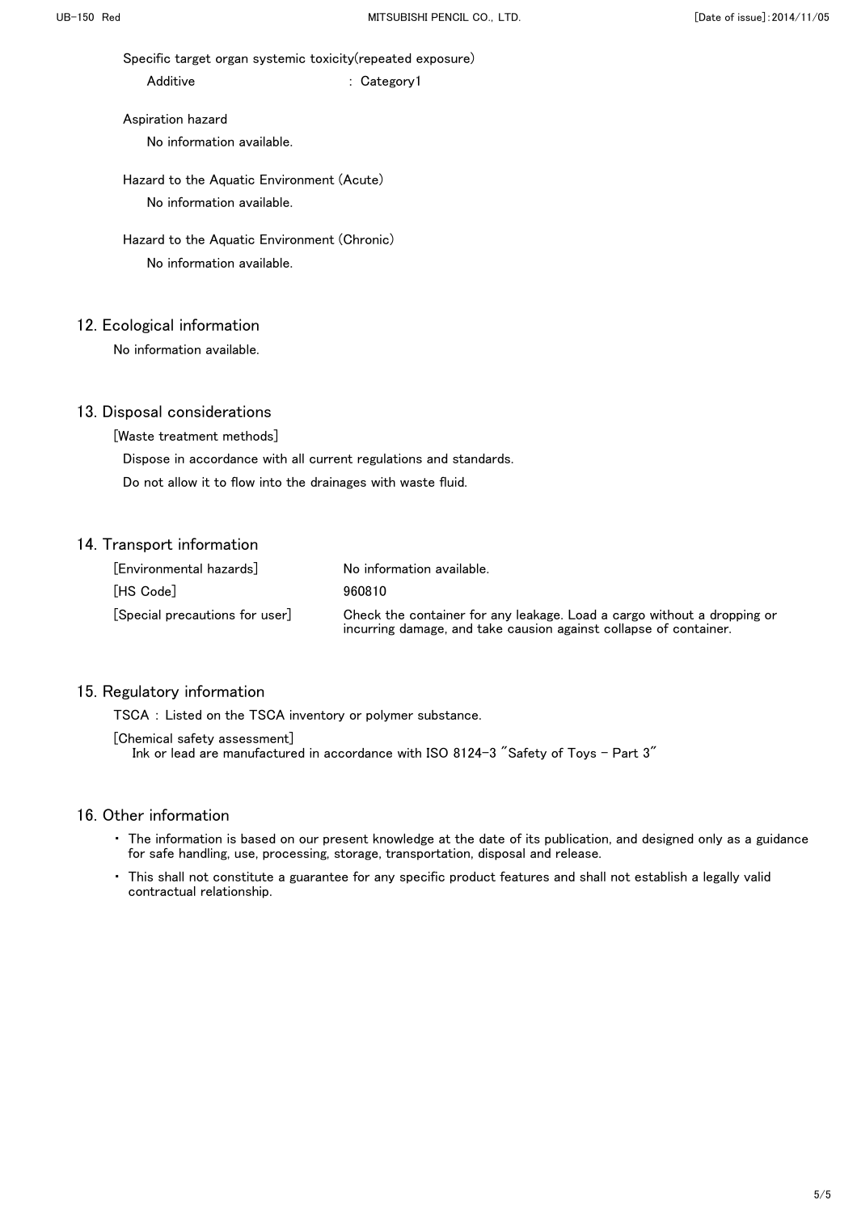Specific target organ systemic toxicity(repeated exposure)

Additive : Category1

Aspiration hazard

No information available.

Hazard to the Aquatic Environment (Acute)

No information available.

Hazard to the Aquatic Environment (Chronic)

No information available.

## 12. Ecological information

No information available.

## 13. Disposal considerations

[Waste treatment methods]

Dispose in accordance with all current regulations and standards.

Do not allow it to flow into the drainages with waste fluid.

## 14. Transport information

| | |
|---|---|
| [Environmental hazards] | No information available. |
| [HS Code] | 960810 |
| [Special precautions for user] | Check the container for any leakage. Load a cargo without a dropping or incurring damage, and take causion against collapse of container. |

## 15. Regulatory information

TSCA : Listed on the TSCA inventory or polymer substance.

[Chemical safety assessment]

Ink or lead are manufactured in accordance with ISO 8124-3 "Safety of Toys - Part 3"

## 16. Other information

- The information is based on our present knowledge at the date of its publication, and designed only as a guidance for safe handling, use, processing, storage, transportation, disposal and release.
- This shall not constitute a guarantee for any specific product features and shall not establish a legally valid contractual relationship.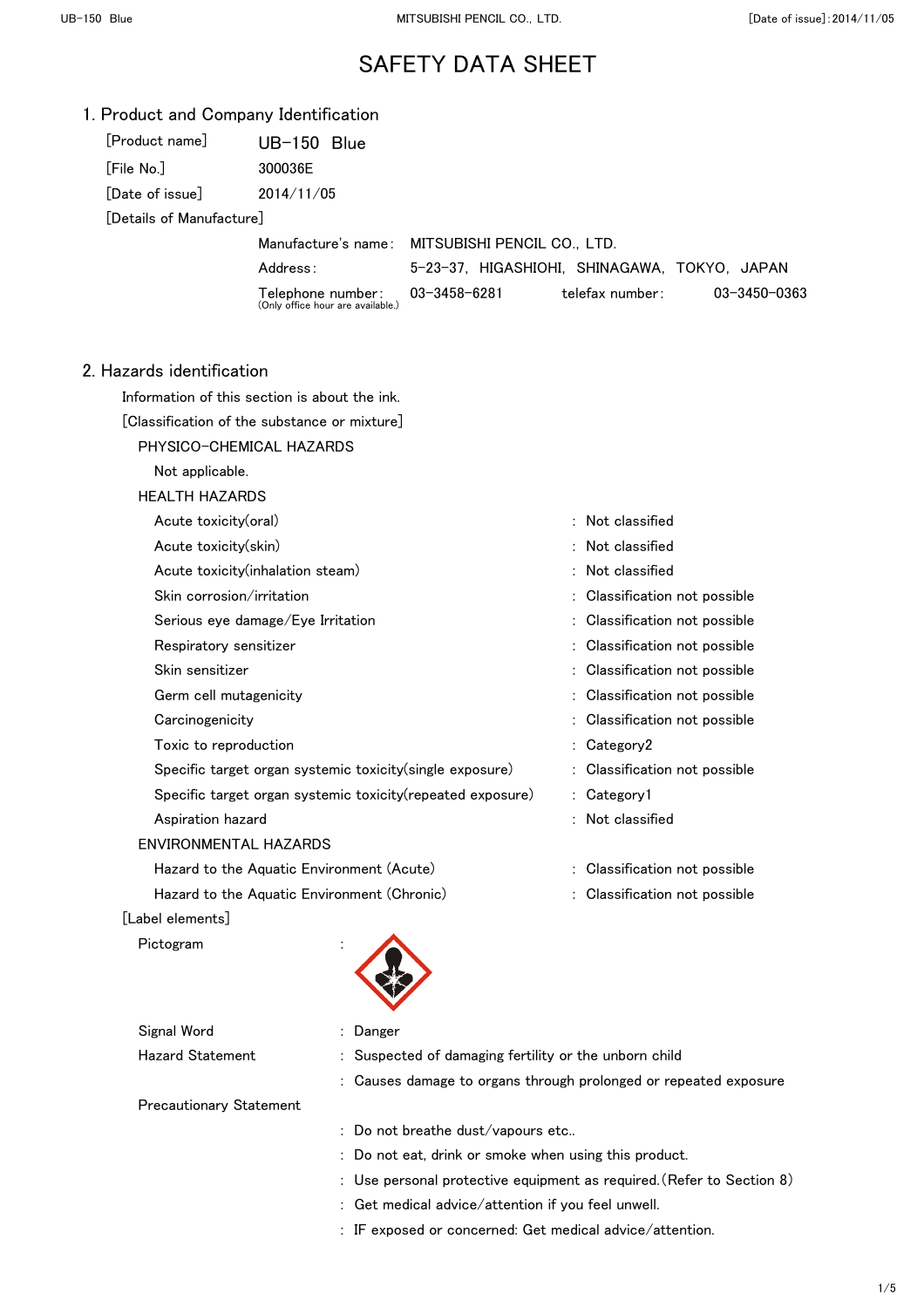# SAFETY DATA SHEET

## 1. Product and Company Identification

[Product name] UB-150 Blue

[File No.] 300036E

[Date of issue] 2014/11/05

[Details of Manufacture]

| | |
|---|---|
| Manufacture's name : | MITSUBISHI PENCIL CO., LTD. |
| Address : | 5-23-37, HIGASHIOHI, SHINAGAWA, TOKYO, JAPAN |
| Telephone number : (Only office hour are available.) | 03-3458-6281 telefax number : 03-3450-0363 |

## 2. Hazards identification

Information of this section is about the ink.

[Classification of the substance or mixture]

PHYSICO-CHEMICAL HAZARDS

Not applicable.

HEALTH HAZARDS

| | |
|---|---|
| Acute toxicity(oral) | : Not classified |
| Acute toxicity(skin) | : Not classified |
| Acute toxicity(inhalation steam) | : Not classified |
| Skin corrosion/irritation | : Classification not possible |
| Serious eye damage/Eye Irritation | : Classification not possible |
| Respiratory sensitizer | : Classification not possible |
| Skin sensitizer | : Classification not possible |
| Germ cell mutagenicity | : Classification not possible |
| Carcinogenicity | : Classification not possible |
| Toxic to reproduction | : Category2 |
| Specific target organ systemic toxicity(single exposure) | : Classification not possible |
| Specific target organ systemic toxicity(repeated exposure) | : Category1 |
| Aspiration hazard | : Not classified |

ENVIRONMENTAL HAZARDS

| | |
|---|---|
| Hazard to the Aquatic Environment (Acute) | : Classification not possible |
| Hazard to the Aquatic Environment (Chronic) | : Classification not possible |

[Label elements]

Pictogram :

Signal Word : Danger

Hazard Statement : Suspected of damaging fertility or the unborn child

: Causes damage to organs through prolonged or repeated exposure

Precautionary Statement

: Do not breathe dust/vapours etc..

: Do not eat, drink or smoke when using this product.

: Use personal protective equipment as required.(Refer to Section 8)

: Get medical advice/attention if you feel unwell.

: IF exposed or concerned: Get medical advice/attention.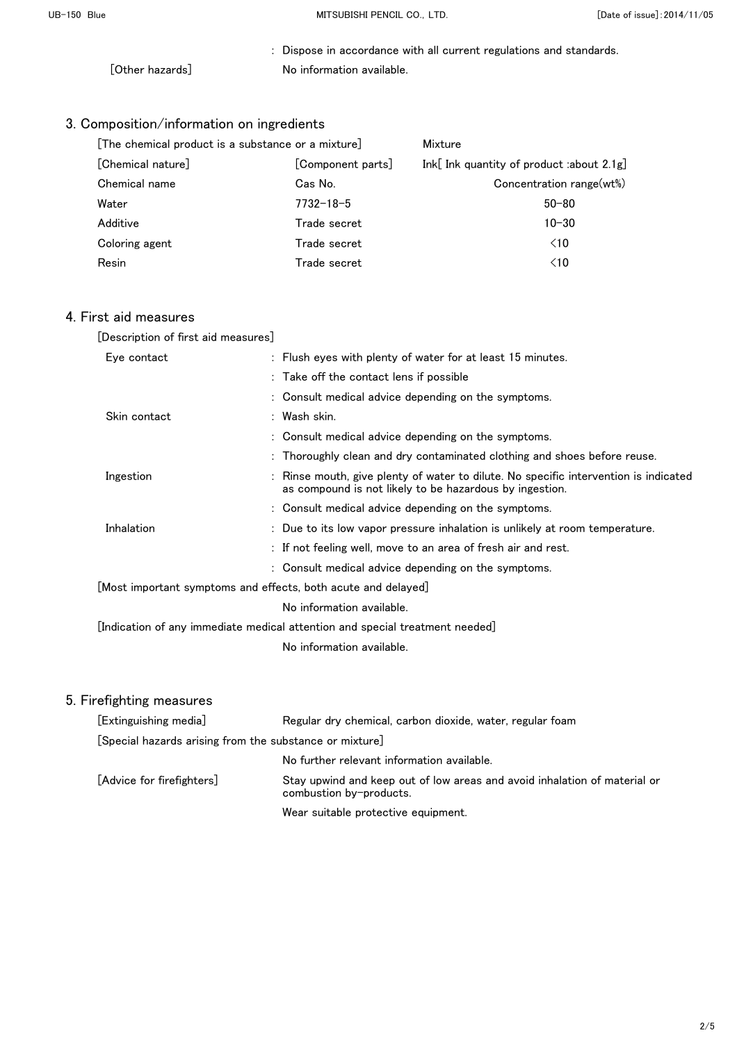: Dispose in accordance with all current regulations and standards.

[Other hazards] No information available.

## 3. Composition/information on ingredients

| [The chemical product is a substance or a mixture] | | Mixture |
|---|---|---|
| [Chemical nature] | [Component parts] | Ink[ Ink quantity of product :about 2.1g] |
| Chemical name | Cas No. | Concentration range(wt%) |
| Water | 7732-18-5 | 50-80 |
| Additive | Trade secret | 10-30 |
| Coloring agent | Trade secret | <10 |
| Resin | Trade secret | <10 |

## 4. First aid measures

[Description of first aid measures]

| | |
|---|---|
| Eye contact | : Flush eyes with plenty of water for at least 15 minutes. |
| | : Take off the contact lens if possible |
| | : Consult medical advice depending on the symptoms. |
| Skin contact | : Wash skin. |
| | : Consult medical advice depending on the symptoms. |
| | : Thoroughly clean and dry contaminated clothing and shoes before reuse. |
| Ingestion | : Rinse mouth, give plenty of water to dilute. No specific intervention is indicated as compound is not likely to be hazardous by ingestion. |
| | : Consult medical advice depending on the symptoms. |
| Inhalation | : Due to its low vapor pressure inhalation is unlikely at room temperature. |
| | : If not feeling well, move to an area of fresh air and rest. |
| | : Consult medical advice depending on the symptoms. |

[Most important symptoms and effects, both acute and delayed]

No information available.

[Indication of any immediate medical attention and special treatment needed]

No information available.

## 5. Firefighting measures

[Extinguishing media] Regular dry chemical, carbon dioxide, water, regular foam

[Special hazards arising from the substance or mixture]

No further relevant information available.

[Advice for firefighters] Stay upwind and keep out of low areas and avoid inhalation of material or combustion by-products.

Wear suitable protective equipment.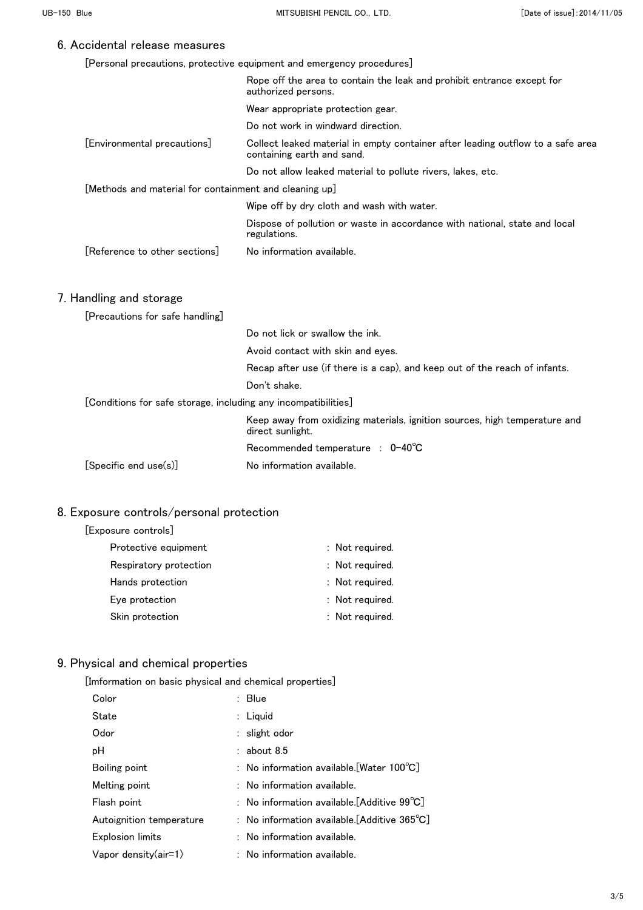## 6. Accidental release measures

[Personal precautions, protective equipment and emergency procedures]

Rope off the area to contain the leak and prohibit entrance except for authorized persons.

Wear appropriate protection gear.

Do not work in windward direction.

[Environmental precautions]

Collect leaked material in empty container after leading outflow to a safe area containing earth and sand.

Do not allow leaked material to pollute rivers, lakes, etc.

[Methods and material for containment and cleaning up]

Wipe off by dry cloth and wash with water.

Dispose of pollution or waste in accordance with national, state and local regulations.

[Reference to other sections] No information available.

## 7. Handling and storage

[Precautions for safe handling]

Do not lick or swallow the ink.

Avoid contact with skin and eyes.

Recap after use (if there is a cap), and keep out of the reach of infants.

Don't shake.

[Conditions for safe storage, including any incompatibilities]

Keep away from oxidizing materials, ignition sources, high temperature and direct sunlight.

Recommended temperature : 0-40℃

[Specific end use(s)] No information available.

## 8. Exposure controls/personal protection

[Exposure controls]

| | |
|---|---|
| Protective equipment | : Not required. |
| Respiratory protection | : Not required. |
| Hands protection | : Not required. |
| Eye protection | : Not required. |
| Skin protection | : Not required. |

## 9. Physical and chemical properties

[Imformation on basic physical and chemical properties]

| | |
|---|---|
| Color | : Blue |
| State | : Liquid |
| Odor | : slight odor |
| pH | : about 8.5 |
| Boiling point | : No information available.[Water 100℃] |
| Melting point | : No information available. |
| Flash point | : No information available.[Additive 99℃] |
| Autoignition temperature | : No information available.[Additive 365℃] |
| Explosion limits | : No information available. |
| Vapor density(air=1) | : No information available. |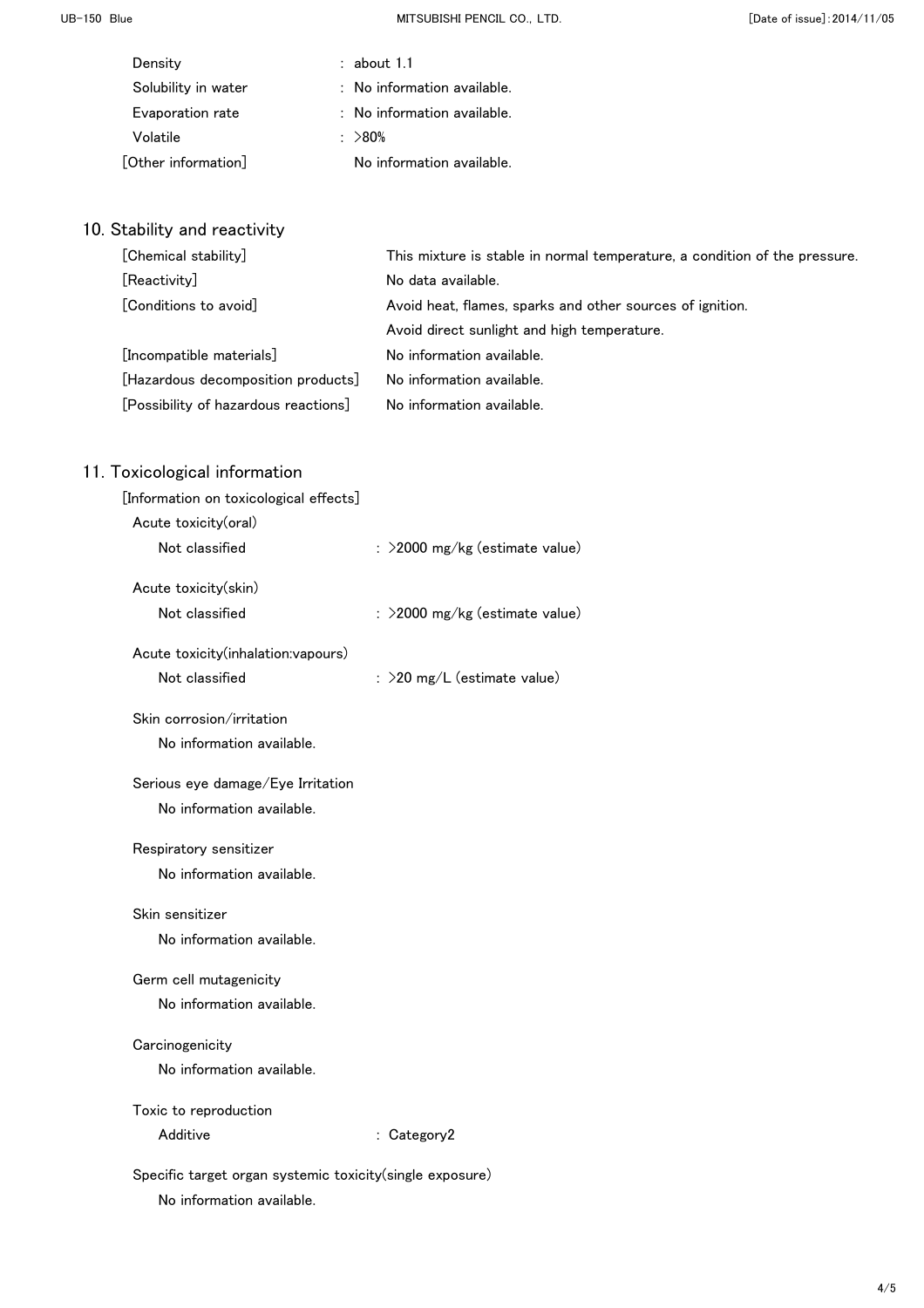| | |
|---|---|
| Density | : about 1.1 |
| Solubility in water | : No information available. |
| Evaporation rate | : No information available. |
| Volatile | : >80% |
| [Other information] | No information available. |

## 10. Stability and reactivity

| | |
|---|---|
| [Chemical stability] | This mixture is stable in normal temperature, a condition of the pressure. |
| [Reactivity] | No data available. |
| [Conditions to avoid] | Avoid heat, flames, sparks and other sources of ignition. |
| | Avoid direct sunlight and high temperature. |
| [Incompatible materials] | No information available. |
| [Hazardous decomposition products] | No information available. |
| [Possibility of hazardous reactions] | No information available. |

## 11. Toxicological information

[Information on toxicological effects]

Acute toxicity(oral)

Not classified : >2000 mg/kg (estimate value)

Acute toxicity(skin)

Not classified : >2000 mg/kg (estimate value)

Acute toxicity(inhalation:vapours)

Not classified : >20 mg/L (estimate value)

Skin corrosion/irritation

No information available.

Serious eye damage/Eye Irritation

No information available.

Respiratory sensitizer

No information available.

Skin sensitizer

No information available.

Germ cell mutagenicity

No information available.

Carcinogenicity

No information available.

Toxic to reproduction

Additive : Category2

Specific target organ systemic toxicity(single exposure)

No information available.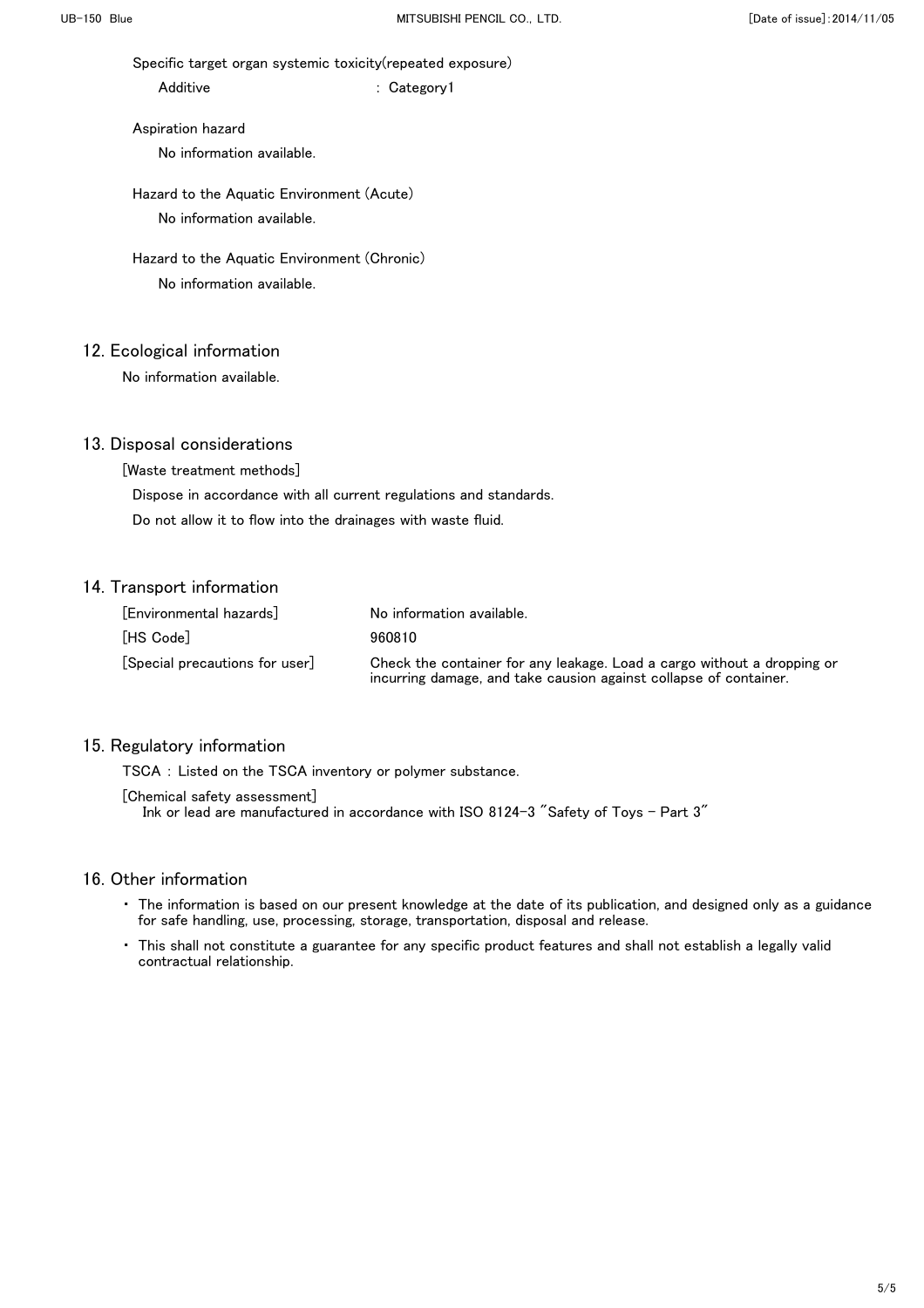Specific target organ systemic toxicity(repeated exposure)

Additive : Category1

Aspiration hazard

No information available.

Hazard to the Aquatic Environment (Acute)

No information available.

Hazard to the Aquatic Environment (Chronic)

No information available.

## 12. Ecological information

No information available.

## 13. Disposal considerations

[Waste treatment methods]

Dispose in accordance with all current regulations and standards.

Do not allow it to flow into the drainages with waste fluid.

## 14. Transport information

| | |
|---|---|
| [Environmental hazards] | No information available. |
| [HS Code] | 960810 |
| [Special precautions for user] | Check the container for any leakage. Load a cargo without a dropping or incurring damage, and take causion against collapse of container. |

## 15. Regulatory information

TSCA : Listed on the TSCA inventory or polymer substance.

[Chemical safety assessment]

Ink or lead are manufactured in accordance with ISO 8124-3 "Safety of Toys - Part 3"

## 16. Other information

- The information is based on our present knowledge at the date of its publication, and designed only as a guidance for safe handling, use, processing, storage, transportation, disposal and release.
- This shall not constitute a guarantee for any specific product features and shall not establish a legally valid contractual relationship.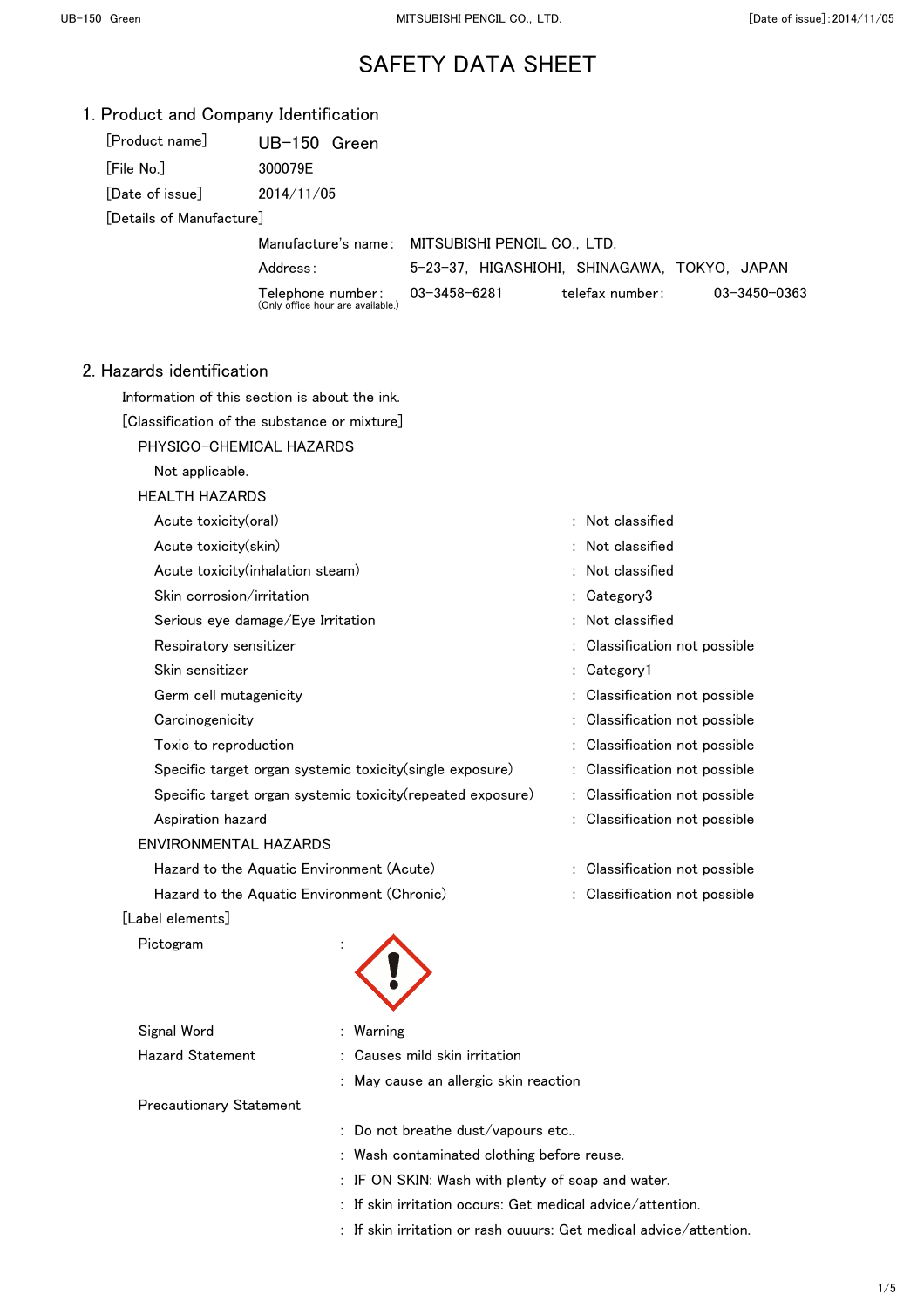# SAFETY DATA SHEET

## 1. Product and Company Identification

[Product name] UB-150 Green

[File No.] 300079E

[Date of issue] 2014/11/05

[Details of Manufacture]

Manufacture's name: MITSUBISHI PENCIL CO., LTD.

Address: 5-23-37, HIGASHIOHI, SHINAGAWA, TOKYO, JAPAN

Telephone number: 03-3458-6281 telefax number: 03-3450-0363
(Only office hour are available.)

## 2. Hazards identification

Information of this section is about the ink.

[Classification of the substance or mixture]

PHYSICO-CHEMICAL HAZARDS

Not applicable.

HEALTH HAZARDS

| | |
|---|---|
| Acute toxicity(oral) | : Not classified |
| Acute toxicity(skin) | : Not classified |
| Acute toxicity(inhalation steam) | : Not classified |
| Skin corrosion/irritation | : Category3 |
| Serious eye damage/Eye Irritation | : Not classified |
| Respiratory sensitizer | : Classification not possible |
| Skin sensitizer | : Category1 |
| Germ cell mutagenicity | : Classification not possible |
| Carcinogenicity | : Classification not possible |
| Toxic to reproduction | : Classification not possible |
| Specific target organ systemic toxicity(single exposure) | : Classification not possible |
| Specific target organ systemic toxicity(repeated exposure) | : Classification not possible |
| Aspiration hazard | : Classification not possible |

ENVIRONMENTAL HAZARDS

| | |
|---|---|
| Hazard to the Aquatic Environment (Acute) | : Classification not possible |
| Hazard to the Aquatic Environment (Chronic) | : Classification not possible |

[Label elements]

Pictogram :

Signal Word : Warning

Hazard Statement : Causes mild skin irritation

: May cause an allergic skin reaction

Precautionary Statement

: Do not breathe dust/vapours etc..

: Wash contaminated clothing before reuse.

: IF ON SKIN: Wash with plenty of soap and water.

: If skin irritation occurs: Get medical advice/attention.

: If skin irritation or rash ouuurs: Get medical advice/attention.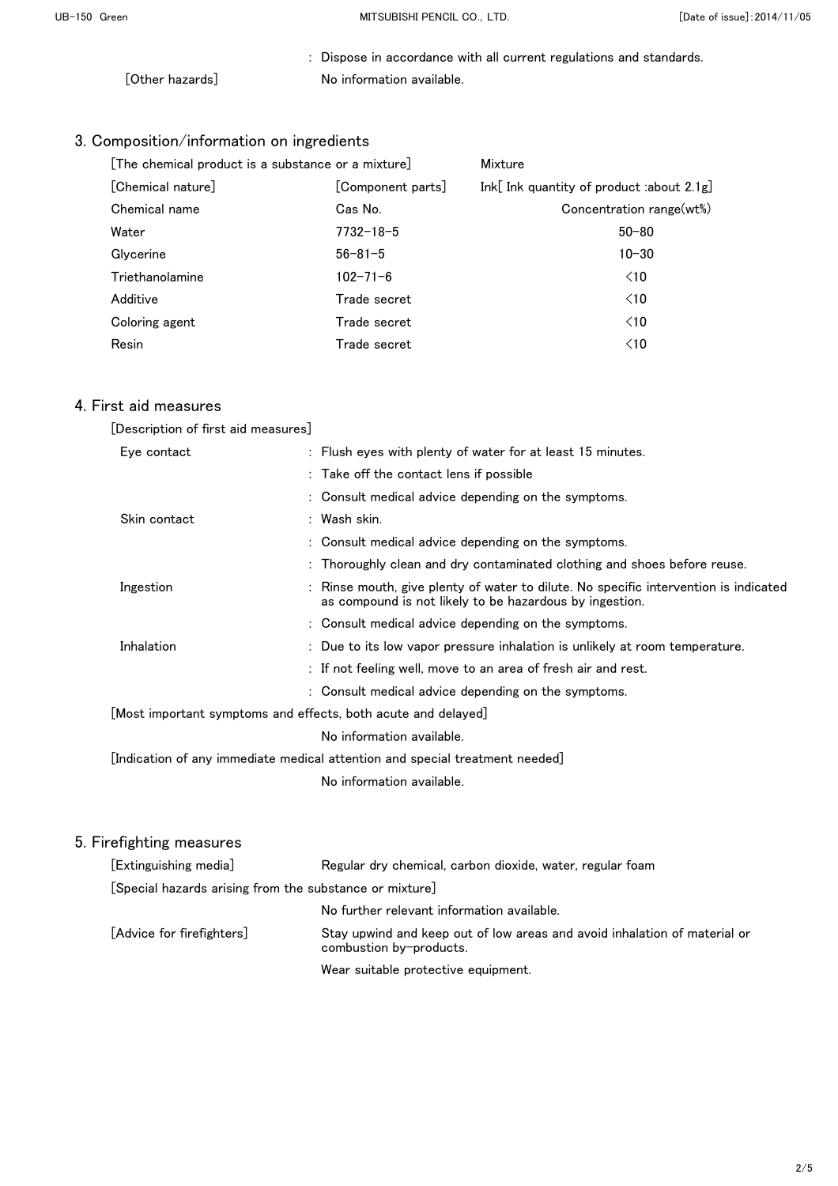: Dispose in accordance with all current regulations and standards.

[Other hazards] No information available.

## 3. Composition/information on ingredients

| [The chemical product is a substance or a mixture] | | Mixture |
|---|---|---|
| [Chemical nature] | [Component parts] | Ink[ Ink quantity of product :about 2.1g] |
| Chemical name | Cas No. | Concentration range(wt%) |
| Water | 7732-18-5 | 50-80 |
| Glycerine | 56-81-5 | 10-30 |
| Triethanolamine | 102-71-6 | <10 |
| Additive | Trade secret | <10 |
| Coloring agent | Trade secret | <10 |
| Resin | Trade secret | <10 |

## 4. First aid measures

[Description of first aid measures]

Eye contact
: Flush eyes with plenty of water for at least 15 minutes.
: Take off the contact lens if possible
: Consult medical advice depending on the symptoms.

Skin contact
: Wash skin.
: Consult medical advice depending on the symptoms.
: Thoroughly clean and dry contaminated clothing and shoes before reuse.

Ingestion
: Rinse mouth, give plenty of water to dilute. No specific intervention is indicated as compound is not likely to be hazardous by ingestion.
: Consult medical advice depending on the symptoms.

Inhalation
: Due to its low vapor pressure inhalation is unlikely at room temperature.
: If not feeling well, move to an area of fresh air and rest.
: Consult medical advice depending on the symptoms.

[Most important symptoms and effects, both acute and delayed]

No information available.

[Indication of any immediate medical attention and special treatment needed]

No information available.

## 5. Firefighting measures

[Extinguishing media] Regular dry chemical, carbon dioxide, water, regular foam

[Special hazards arising from the substance or mixture]

No further relevant information available.

[Advice for firefighters] Stay upwind and keep out of low areas and avoid inhalation of material or combustion by-products.

Wear suitable protective equipment.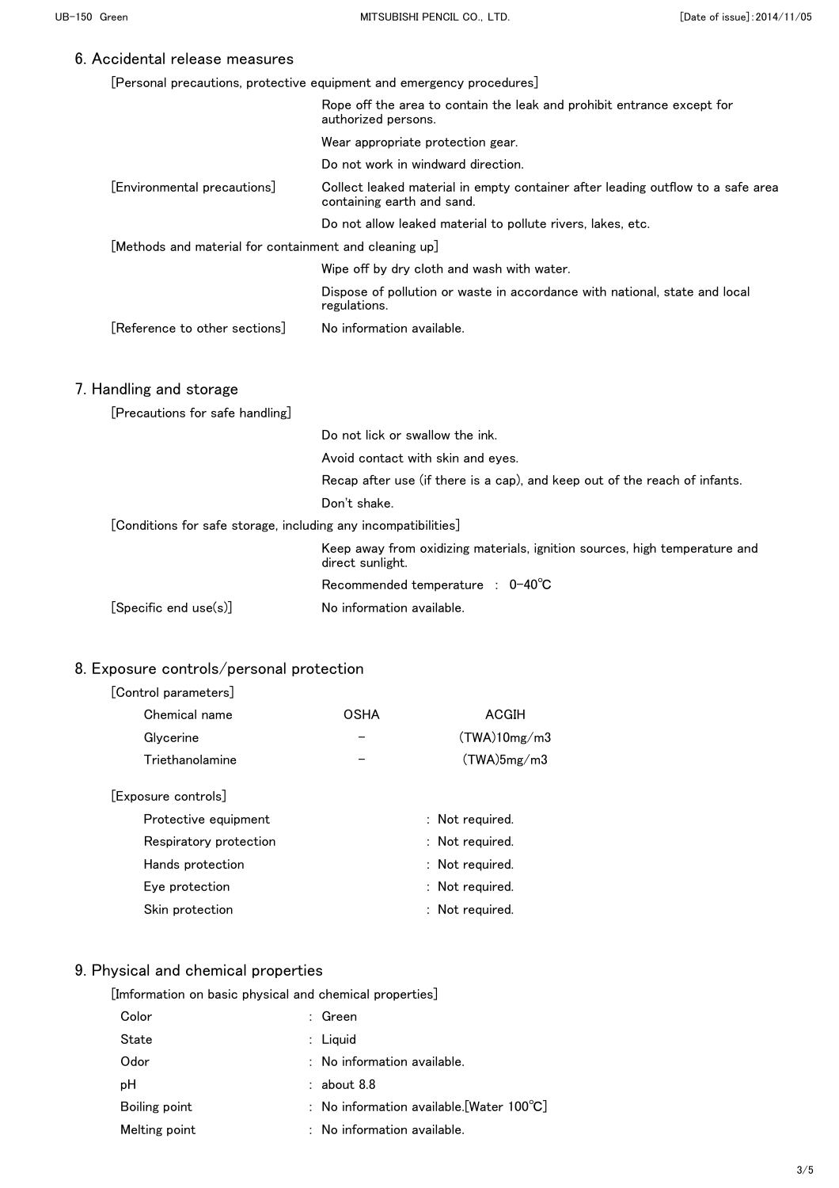## 6. Accidental release measures

[Personal precautions, protective equipment and emergency procedures]

Rope off the area to contain the leak and prohibit entrance except for authorized persons.

Wear appropriate protection gear.

Do not work in windward direction.

[Environmental precautions]

Collect leaked material in empty container after leading outflow to a safe area containing earth and sand.

Do not allow leaked material to pollute rivers, lakes, etc.

[Methods and material for containment and cleaning up]

Wipe off by dry cloth and wash with water.

Dispose of pollution or waste in accordance with national, state and local regulations.

[Reference to other sections] No information available.

## 7. Handling and storage

[Precautions for safe handling]

Do not lick or swallow the ink.

Avoid contact with skin and eyes.

Recap after use (if there is a cap), and keep out of the reach of infants.

Don't shake.

[Conditions for safe storage, including any incompatibilities]

Keep away from oxidizing materials, ignition sources, high temperature and direct sunlight.

Recommended temperature : 0-40℃

[Specific end use(s)] No information available.

## 8. Exposure controls/personal protection

[Control parameters]

| Chemical name | OSHA | ACGIH |
|---|---|---|
| Glycerine | – | (TWA)10mg/m3 |
| Triethanolamine | – | (TWA)5mg/m3 |

[Exposure controls]

| | |
|---|---|
| Protective equipment | : Not required. |
| Respiratory protection | : Not required. |
| Hands protection | : Not required. |
| Eye protection | : Not required. |
| Skin protection | : Not required. |

## 9. Physical and chemical properties

[Imformation on basic physical and chemical properties]

| | |
|---|---|
| Color | : Green |
| State | : Liquid |
| Odor | : No information available. |
| pH | : about 8.8 |
| Boiling point | : No information available.[Water 100℃] |
| Melting point | : No information available. |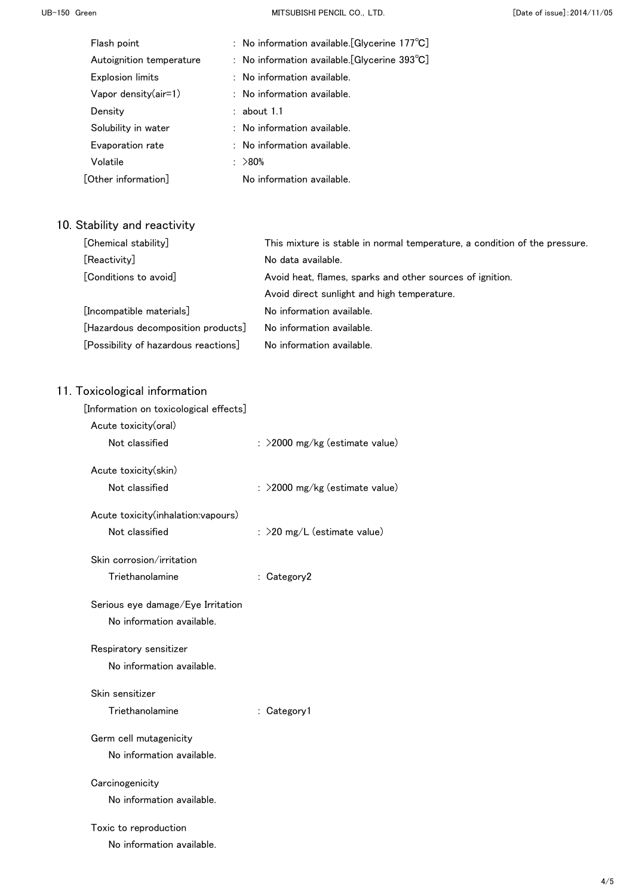| | |
|---|---|
| Flash point | : No information available.[Glycerine 177℃] |
| Autoignition temperature | : No information available.[Glycerine 393℃] |
| Explosion limits | : No information available. |
| Vapor density(air=1) | : No information available. |
| Density | : about 1.1 |
| Solubility in water | : No information available. |
| Evaporation rate | : No information available. |
| Volatile | : >80% |
| [Other information] | No information available. |

## 10. Stability and reactivity

| | |
|---|---|
| [Chemical stability] | This mixture is stable in normal temperature, a condition of the pressure. |
| [Reactivity] | No data available. |
| [Conditions to avoid] | Avoid heat, flames, sparks and other sources of ignition. Avoid direct sunlight and high temperature. |
| [Incompatible materials] | No information available. |
| [Hazardous decomposition products] | No information available. |
| [Possibility of hazardous reactions] | No information available. |

## 11. Toxicological information

[Information on toxicological effects]

Acute toxicity(oral)

Not classified : >2000 mg/kg (estimate value)

Acute toxicity(skin)

Not classified : >2000 mg/kg (estimate value)

Acute toxicity(inhalation:vapours)

Not classified : >20 mg/L (estimate value)

Skin corrosion/irritation

Triethanolamine : Category2

Serious eye damage/Eye Irritation

No information available.

Respiratory sensitizer

No information available.

Skin sensitizer

Triethanolamine : Category1

Germ cell mutagenicity

No information available.

Carcinogenicity

No information available.

Toxic to reproduction

No information available.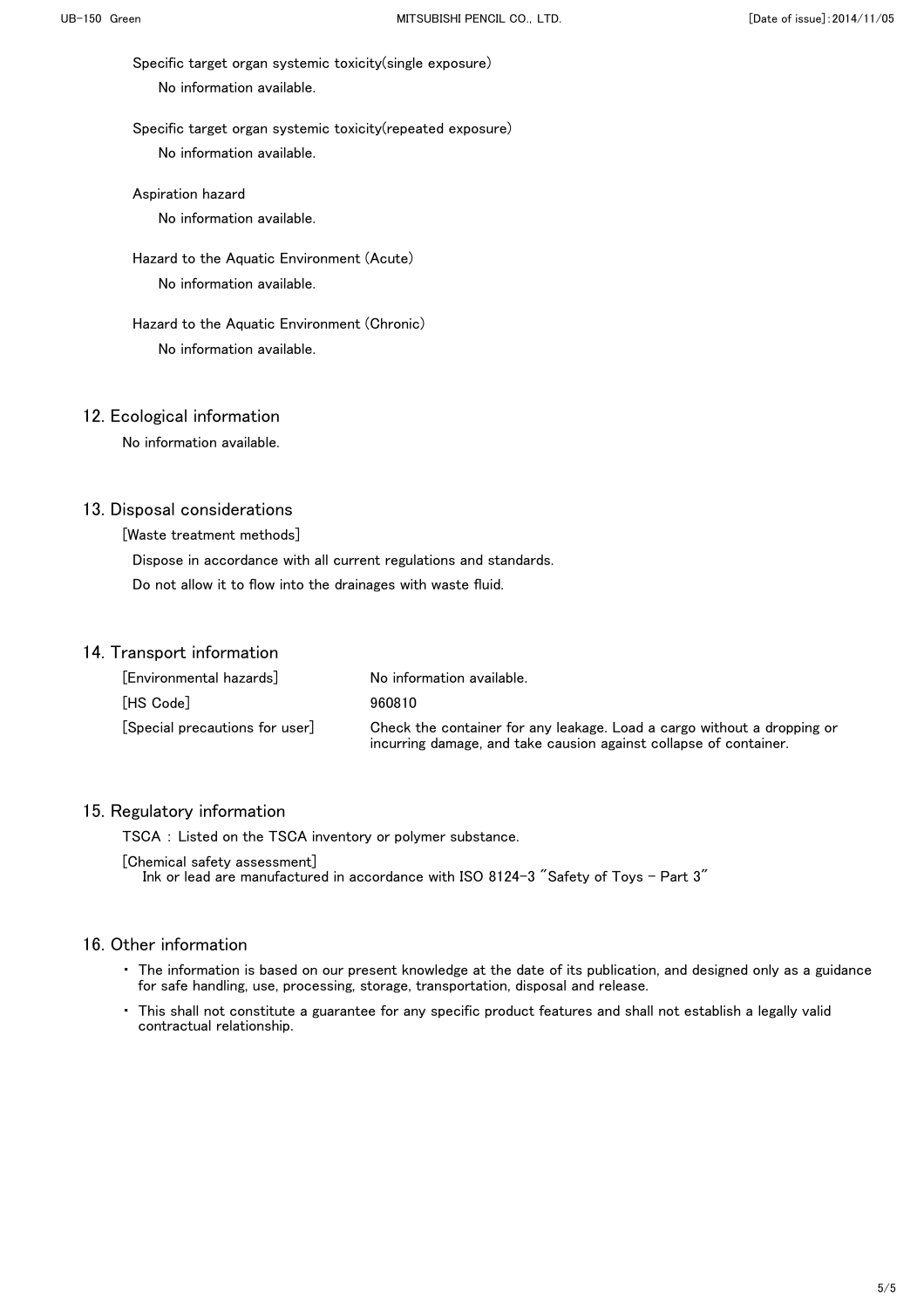Specific target organ systemic toxicity(single exposure)

No information available.

Specific target organ systemic toxicity(repeated exposure)

No information available.

Aspiration hazard

No information available.

Hazard to the Aquatic Environment (Acute)

No information available.

Hazard to the Aquatic Environment (Chronic)

No information available.

## 12. Ecological information

No information available.

## 13. Disposal considerations

[Waste treatment methods]

Dispose in accordance with all current regulations and standards.

Do not allow it to flow into the drainages with waste fluid.

## 14. Transport information

| | |
|---|---|
| [Environmental hazards] | No information available. |
| [HS Code] | 960810 |
| [Special precautions for user] | Check the container for any leakage. Load a cargo without a dropping or incurring damage, and take causion against collapse of container. |

## 15. Regulatory information

TSCA : Listed on the TSCA inventory or polymer substance.

[Chemical safety assessment]
Ink or lead are manufactured in accordance with ISO 8124-3 "Safety of Toys - Part 3"

## 16. Other information

- The information is based on our present knowledge at the date of its publication, and designed only as a guidance for safe handling, use, processing, storage, transportation, disposal and release.
- This shall not constitute a guarantee for any specific product features and shall not establish a legally valid contractual relationship.